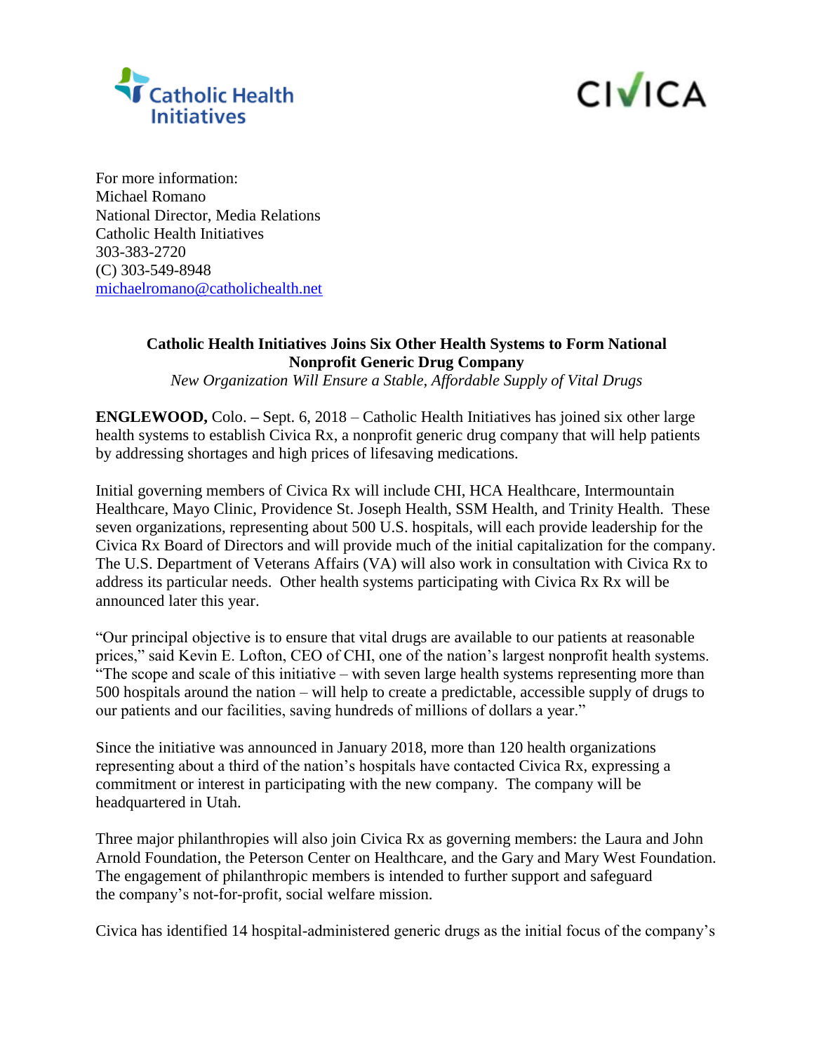Catholic Health Initiatives

CIVICA

For more information:
Michael Romano
National Director, Media Relations
Catholic Health Initiatives
303-383-2720
(C) 303-549-8948
michaelromano@catholichealth.net

**Catholic Health Initiatives Joins Six Other Health Systems to Form National Nonprofit Generic Drug Company**

*New Organization Will Ensure a Stable, Affordable Supply of Vital Drugs*

**ENGLEWOOD,** Colo. **–** Sept. 6, 2018 – Catholic Health Initiatives has joined six other large health systems to establish Civica Rx, a nonprofit generic drug company that will help patients by addressing shortages and high prices of lifesaving medications.

Initial governing members of Civica Rx will include CHI, HCA Healthcare, Intermountain Healthcare, Mayo Clinic, Providence St. Joseph Health, SSM Health, and Trinity Health. These seven organizations, representing about 500 U.S. hospitals, will each provide leadership for the Civica Rx Board of Directors and will provide much of the initial capitalization for the company. The U.S. Department of Veterans Affairs (VA) will also work in consultation with Civica Rx to address its particular needs. Other health systems participating with Civica Rx Rx will be announced later this year.

"Our principal objective is to ensure that vital drugs are available to our patients at reasonable prices," said Kevin E. Lofton, CEO of CHI, one of the nation's largest nonprofit health systems. "The scope and scale of this initiative – with seven large health systems representing more than 500 hospitals around the nation – will help to create a predictable, accessible supply of drugs to our patients and our facilities, saving hundreds of millions of dollars a year."

Since the initiative was announced in January 2018, more than 120 health organizations representing about a third of the nation's hospitals have contacted Civica Rx, expressing a commitment or interest in participating with the new company. The company will be headquartered in Utah.

Three major philanthropies will also join Civica Rx as governing members: the Laura and John Arnold Foundation, the Peterson Center on Healthcare, and the Gary and Mary West Foundation. The engagement of philanthropic members is intended to further support and safeguard the company's not-for-profit, social welfare mission.

Civica has identified 14 hospital-administered generic drugs as the initial focus of the company's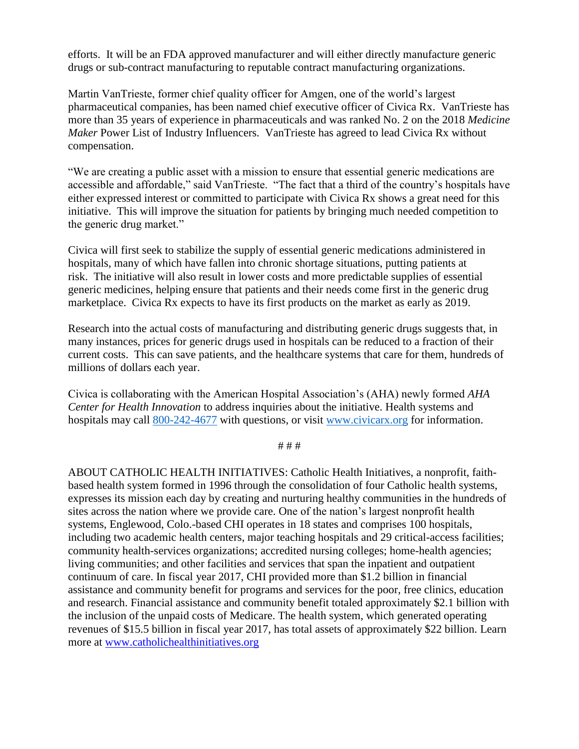efforts. It will be an FDA approved manufacturer and will either directly manufacture generic drugs or sub-contract manufacturing to reputable contract manufacturing organizations.

Martin VanTrieste, former chief quality officer for Amgen, one of the world's largest pharmaceutical companies, has been named chief executive officer of Civica Rx. VanTrieste has more than 35 years of experience in pharmaceuticals and was ranked No. 2 on the 2018 *Medicine Maker* Power List of Industry Influencers. VanTrieste has agreed to lead Civica Rx without compensation.

"We are creating a public asset with a mission to ensure that essential generic medications are accessible and affordable," said VanTrieste. "The fact that a third of the country's hospitals have either expressed interest or committed to participate with Civica Rx shows a great need for this initiative. This will improve the situation for patients by bringing much needed competition to the generic drug market."

Civica will first seek to stabilize the supply of essential generic medications administered in hospitals, many of which have fallen into chronic shortage situations, putting patients at risk. The initiative will also result in lower costs and more predictable supplies of essential generic medicines, helping ensure that patients and their needs come first in the generic drug marketplace. Civica Rx expects to have its first products on the market as early as 2019.

Research into the actual costs of manufacturing and distributing generic drugs suggests that, in many instances, prices for generic drugs used in hospitals can be reduced to a fraction of their current costs. This can save patients, and the healthcare systems that care for them, hundreds of millions of dollars each year.

Civica is collaborating with the American Hospital Association's (AHA) newly formed *AHA Center for Health Innovation* to address inquiries about the initiative. Health systems and hospitals may call 800-242-4677 with questions, or visit www.civicarx.org for information.

# # #

ABOUT CATHOLIC HEALTH INITIATIVES: Catholic Health Initiatives, a nonprofit, faith-based health system formed in 1996 through the consolidation of four Catholic health systems, expresses its mission each day by creating and nurturing healthy communities in the hundreds of sites across the nation where we provide care. One of the nation's largest nonprofit health systems, Englewood, Colo.-based CHI operates in 18 states and comprises 100 hospitals, including two academic health centers, major teaching hospitals and 29 critical-access facilities; community health-services organizations; accredited nursing colleges; home-health agencies; living communities; and other facilities and services that span the inpatient and outpatient continuum of care. In fiscal year 2017, CHI provided more than $1.2 billion in financial assistance and community benefit for programs and services for the poor, free clinics, education and research. Financial assistance and community benefit totaled approximately $2.1 billion with the inclusion of the unpaid costs of Medicare. The health system, which generated operating revenues of $15.5 billion in fiscal year 2017, has total assets of approximately $22 billion. Learn more at www.catholichealthinitiatives.org